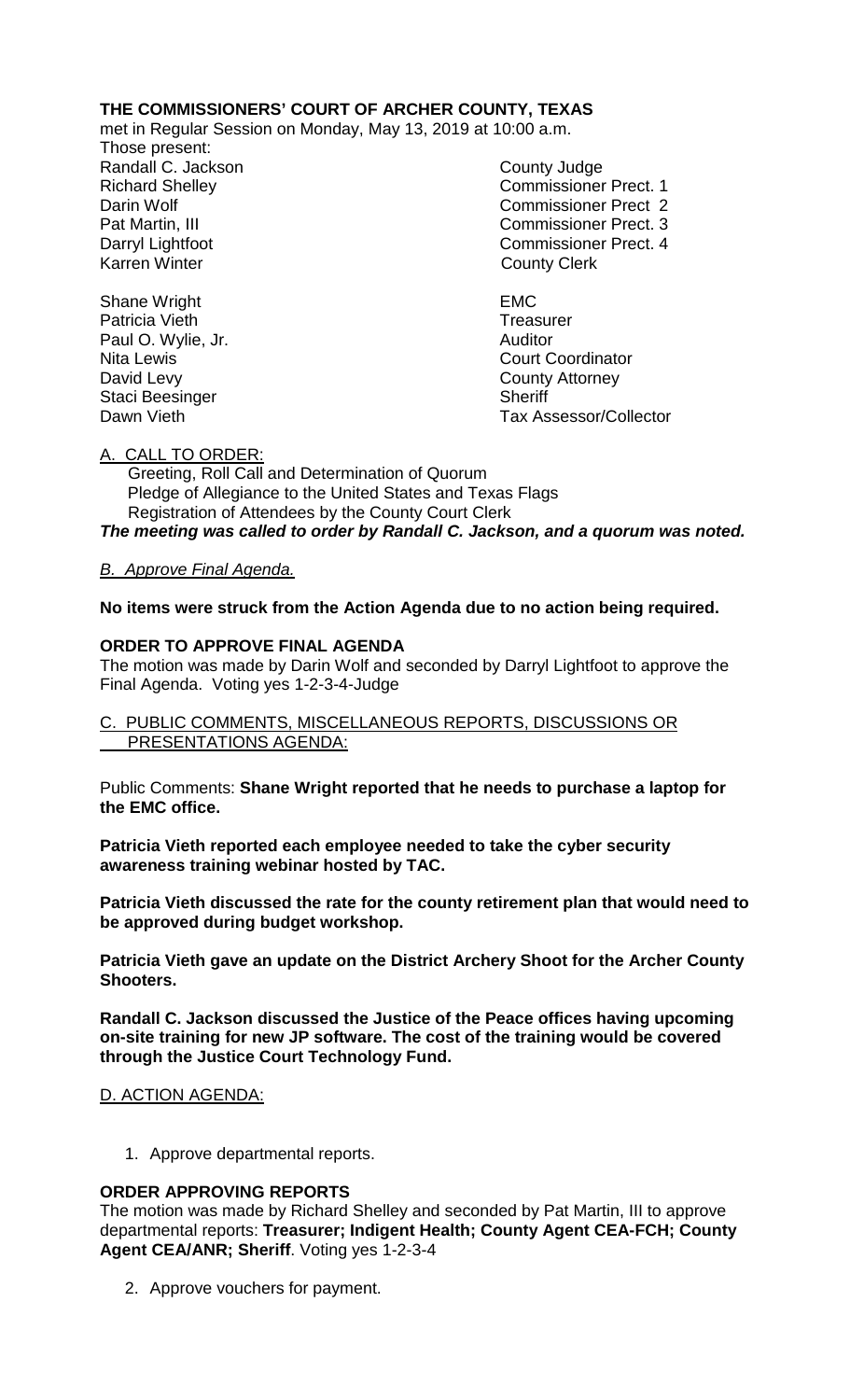**THE COMMISSIONERS' COURT OF ARCHER COUNTY, TEXAS**

met in Regular Session on Monday, May 13, 2019 at 10:00 a.m.

Those present:

| | |
|---|---|
| Randall C. Jackson | County Judge |
| Richard Shelley | Commissioner Prect. 1 |
| Darin Wolf | Commissioner Prect 2 |
| Pat Martin, III | Commissioner Prect. 3 |
| Darryl Lightfoot | Commissioner Prect. 4 |
| Karren Winter | County Clerk |
| | |
| Shane Wright | EMC |
| Patricia Vieth | Treasurer |
| Paul O. Wylie, Jr. | Auditor |
| Nita Lewis | Court Coordinator |
| David Levy | County Attorney |
| Staci Beesinger | Sheriff |
| Dawn Vieth | Tax Assessor/Collector |

A. CALL TO ORDER:

Greeting, Roll Call and Determination of Quorum
Pledge of Allegiance to the United States and Texas Flags
Registration of Attendees by the County Court Clerk

***The meeting was called to order by Randall C. Jackson, and a quorum was noted.***

*B. Approve Final Agenda.*

**No items were struck from the Action Agenda due to no action being required.**

**ORDER TO APPROVE FINAL AGENDA**

The motion was made by Darin Wolf and seconded by Darryl Lightfoot to approve the Final Agenda. Voting yes 1-2-3-4-Judge

C. PUBLIC COMMENTS, MISCELLANEOUS REPORTS, DISCUSSIONS OR PRESENTATIONS AGENDA:

Public Comments: **Shane Wright reported that he needs to purchase a laptop for the EMC office.**

**Patricia Vieth reported each employee needed to take the cyber security awareness training webinar hosted by TAC.**

**Patricia Vieth discussed the rate for the county retirement plan that would need to be approved during budget workshop.**

**Patricia Vieth gave an update on the District Archery Shoot for the Archer County Shooters.**

**Randall C. Jackson discussed the Justice of the Peace offices having upcoming on-site training for new JP software. The cost of the training would be covered through the Justice Court Technology Fund.**

D. ACTION AGENDA:

1. Approve departmental reports.

**ORDER APPROVING REPORTS**

The motion was made by Richard Shelley and seconded by Pat Martin, III to approve departmental reports: **Treasurer; Indigent Health; County Agent CEA-FCH; County Agent CEA/ANR; Sheriff**. Voting yes 1-2-3-4

2. Approve vouchers for payment.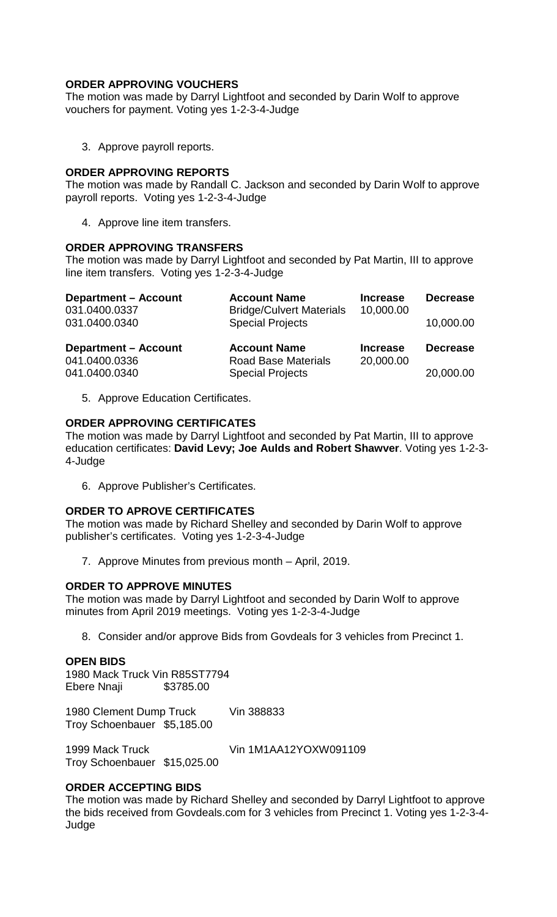**ORDER APPROVING VOUCHERS**

The motion was made by Darryl Lightfoot and seconded by Darin Wolf to approve vouchers for payment. Voting yes 1-2-3-4-Judge

3. Approve payroll reports.

**ORDER APPROVING REPORTS**

The motion was made by Randall C. Jackson and seconded by Darin Wolf to approve payroll reports. Voting yes 1-2-3-4-Judge

4. Approve line item transfers.

**ORDER APPROVING TRANSFERS**

The motion was made by Darryl Lightfoot and seconded by Pat Martin, III to approve line item transfers. Voting yes 1-2-3-4-Judge

| **Department – Account** | **Account Name** | **Increase** | **Decrease** |
|---|---|---|---|
| 031.0400.0337 | Bridge/Culvert Materials | 10,000.00 | |
| 031.0400.0340 | Special Projects | | 10,000.00 |

| **Department – Account** | **Account Name** | **Increase** | **Decrease** |
|---|---|---|---|
| 041.0400.0336 | Road Base Materials | 20,000.00 | |
| 041.0400.0340 | Special Projects | | 20,000.00 |

5. Approve Education Certificates.

**ORDER APPROVING CERTIFICATES**

The motion was made by Darryl Lightfoot and seconded by Pat Martin, III to approve education certificates: **David Levy; Joe Aulds and Robert Shawver**. Voting yes 1-2-3-4-Judge

6. Approve Publisher's Certificates.

**ORDER TO APROVE CERTIFICATES**

The motion was made by Richard Shelley and seconded by Darin Wolf to approve publisher's certificates. Voting yes 1-2-3-4-Judge

7. Approve Minutes from previous month – April, 2019.

**ORDER TO APPROVE MINUTES**

The motion was made by Darryl Lightfoot and seconded by Darin Wolf to approve minutes from April 2019 meetings. Voting yes 1-2-3-4-Judge

8. Consider and/or approve Bids from Govdeals for 3 vehicles from Precinct 1.

**OPEN BIDS**

1980 Mack Truck Vin R85ST7794
Ebere Nnaji $3785.00

1980 Clement Dump Truck Vin 388833
Troy Schoenbauer $5,185.00

1999 Mack Truck Vin 1M1AA12YOXW091109
Troy Schoenbauer $15,025.00

**ORDER ACCEPTING BIDS**

The motion was made by Richard Shelley and seconded by Darryl Lightfoot to approve the bids received from Govdeals.com for 3 vehicles from Precinct 1. Voting yes 1-2-3-4-Judge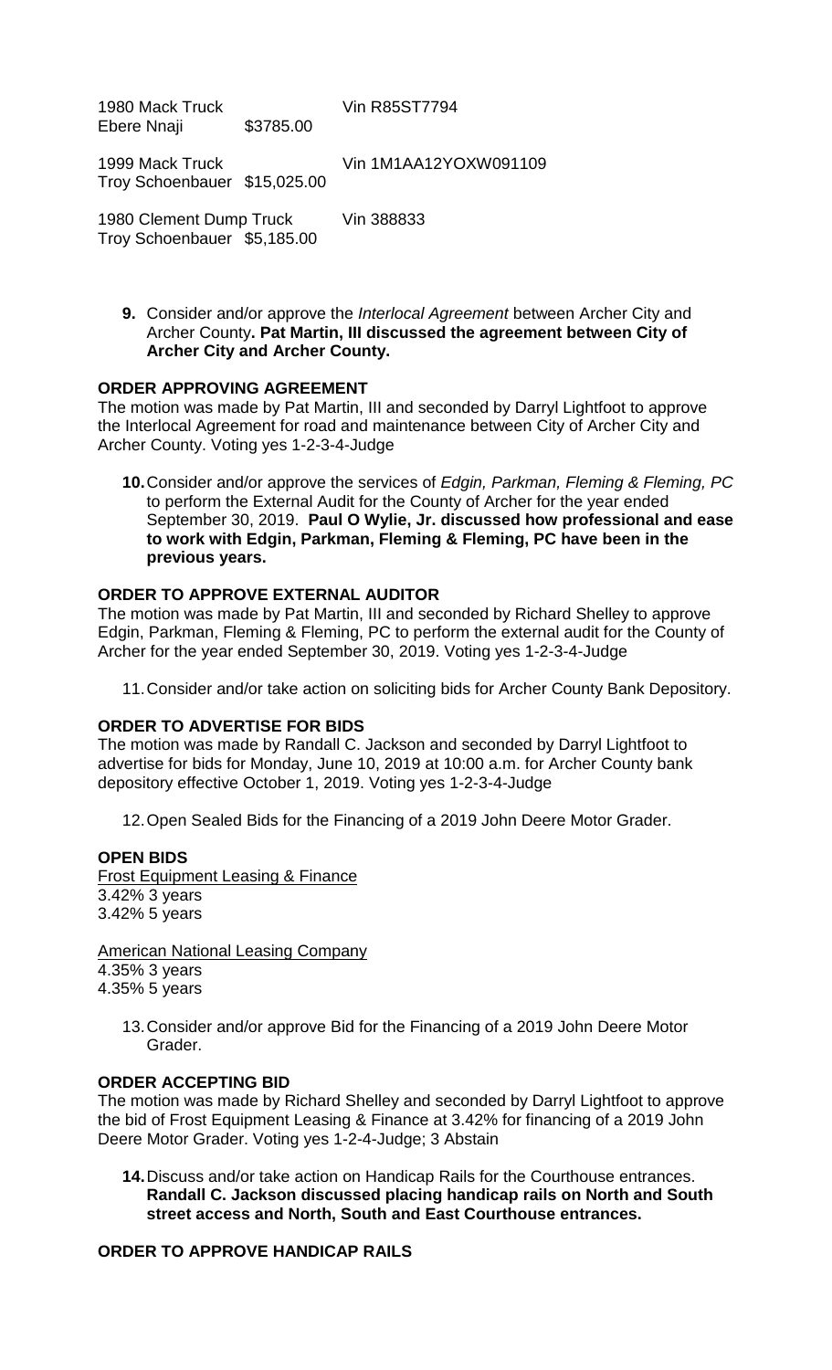1980 Mack Truck          Vin R85ST7794
Ebere Nnaji          $3785.00

1999 Mack Truck          Vin 1M1AA12YOXW091109
Troy Schoenbauer  $15,025.00

1980 Clement Dump Truck          Vin 388833
Troy Schoenbauer  $5,185.00

**9.** Consider and/or approve the *Interlocal Agreement* between Archer City and Archer County**. Pat Martin, III discussed the agreement between City of Archer City and Archer County.**

**ORDER APPROVING AGREEMENT**

The motion was made by Pat Martin, III and seconded by Darryl Lightfoot to approve the Interlocal Agreement for road and maintenance between City of Archer City and Archer County. Voting yes 1-2-3-4-Judge

**10.** Consider and/or approve the services of *Edgin, Parkman, Fleming & Fleming, PC* to perform the External Audit for the County of Archer for the year ended September 30, 2019. **Paul O Wylie, Jr. discussed how professional and ease to work with Edgin, Parkman, Fleming & Fleming, PC have been in the previous years.**

**ORDER TO APPROVE EXTERNAL AUDITOR**

The motion was made by Pat Martin, III and seconded by Richard Shelley to approve Edgin, Parkman, Fleming & Fleming, PC to perform the external audit for the County of Archer for the year ended September 30, 2019. Voting yes 1-2-3-4-Judge

11. Consider and/or take action on soliciting bids for Archer County Bank Depository.

**ORDER TO ADVERTISE FOR BIDS**

The motion was made by Randall C. Jackson and seconded by Darryl Lightfoot to advertise for bids for Monday, June 10, 2019 at 10:00 a.m. for Archer County bank depository effective October 1, 2019. Voting yes 1-2-3-4-Judge

12. Open Sealed Bids for the Financing of a 2019 John Deere Motor Grader.

**OPEN BIDS**

Frost Equipment Leasing & Finance
3.42% 3 years
3.42% 5 years

American National Leasing Company
4.35% 3 years
4.35% 5 years

13. Consider and/or approve Bid for the Financing of a 2019 John Deere Motor Grader.

**ORDER ACCEPTING BID**

The motion was made by Richard Shelley and seconded by Darryl Lightfoot to approve the bid of Frost Equipment Leasing & Finance at 3.42% for financing of a 2019 John Deere Motor Grader. Voting yes 1-2-4-Judge; 3 Abstain

**14.** Discuss and/or take action on Handicap Rails for the Courthouse entrances. **Randall C. Jackson discussed placing handicap rails on North and South street access and North, South and East Courthouse entrances.**

**ORDER TO APPROVE HANDICAP RAILS**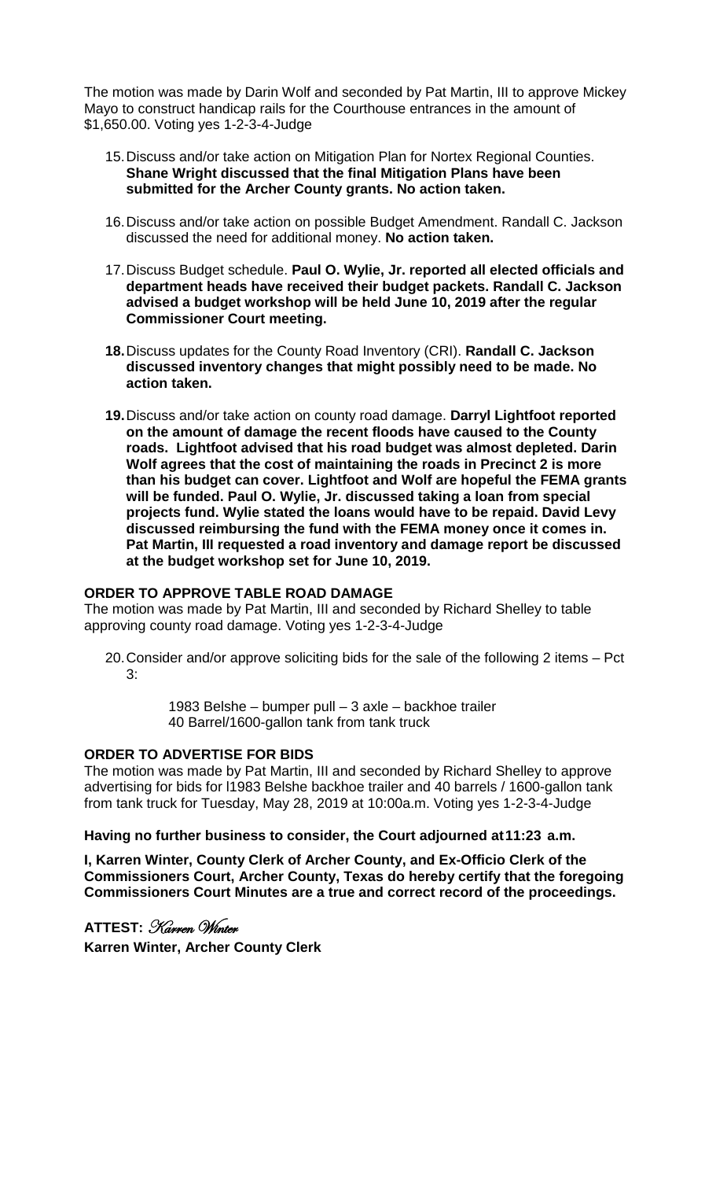The motion was made by Darin Wolf and seconded by Pat Martin, III to approve Mickey Mayo to construct handicap rails for the Courthouse entrances in the amount of $1,650.00. Voting yes 1-2-3-4-Judge

15. Discuss and/or take action on Mitigation Plan for Nortex Regional Counties. **Shane Wright discussed that the final Mitigation Plans have been submitted for the Archer County grants. No action taken.**

16. Discuss and/or take action on possible Budget Amendment. Randall C. Jackson discussed the need for additional money. **No action taken.**

17. Discuss Budget schedule. **Paul O. Wylie, Jr. reported all elected officials and department heads have received their budget packets. Randall C. Jackson advised a budget workshop will be held June 10, 2019 after the regular Commissioner Court meeting.**

18. Discuss updates for the County Road Inventory (CRI). **Randall C. Jackson discussed inventory changes that might possibly need to be made. No action taken.**

19. Discuss and/or take action on county road damage. **Darryl Lightfoot reported on the amount of damage the recent floods have caused to the County roads. Lightfoot advised that his road budget was almost depleted. Darin Wolf agrees that the cost of maintaining the roads in Precinct 2 is more than his budget can cover. Lightfoot and Wolf are hopeful the FEMA grants will be funded. Paul O. Wylie, Jr. discussed taking a loan from special projects fund. Wylie stated the loans would have to be repaid. David Levy discussed reimbursing the fund with the FEMA money once it comes in. Pat Martin, III requested a road inventory and damage report be discussed at the budget workshop set for June 10, 2019.**

**ORDER TO APPROVE TABLE ROAD DAMAGE**

The motion was made by Pat Martin, III and seconded by Richard Shelley to table approving county road damage. Voting yes 1-2-3-4-Judge

20. Consider and/or approve soliciting bids for the sale of the following 2 items – Pct 3:

    1983 Belshe – bumper pull – 3 axle – backhoe trailer
    40 Barrel/1600-gallon tank from tank truck

**ORDER TO ADVERTISE FOR BIDS**

The motion was made by Pat Martin, III and seconded by Richard Shelley to approve advertising for bids for l1983 Belshe backhoe trailer and 40 barrels / 1600-gallon tank from tank truck for Tuesday, May 28, 2019 at 10:00a.m. Voting yes 1-2-3-4-Judge

**Having no further business to consider, the Court adjourned at 11:23 a.m.**

**I, Karren Winter, County Clerk of Archer County, and Ex-Officio Clerk of the Commissioners Court, Archer County, Texas do hereby certify that the foregoing Commissioners Court Minutes are a true and correct record of the proceedings.**

**ATTEST:** *Karren Winter*

**Karren Winter, Archer County Clerk**